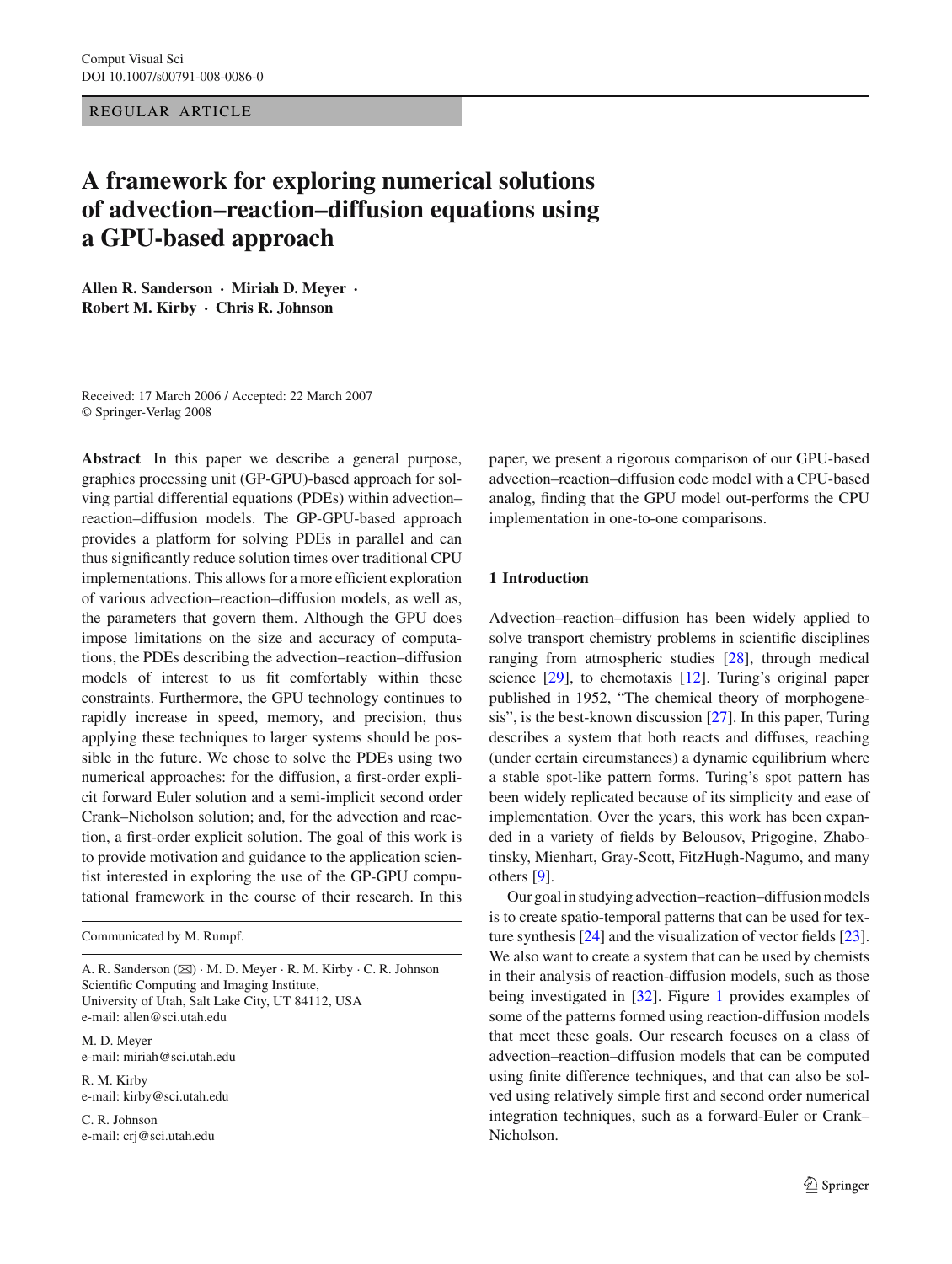REGULAR ARTICLE

# A framework for exploring numerical solutions of advection–reaction–diffusion equations using a GPU-based approach

**Allen R. Sanderson · Miriah D. Meyer · Robert M. Kirby · Chris R. Johnson**

Received: 17 March 2006 / Accepted: 22 March 2007
© Springer-Verlag 2008

**Abstract** In this paper we describe a general purpose, graphics processing unit (GP-GPU)-based approach for solving partial differential equations (PDEs) within advection–reaction–diffusion models. The GP-GPU-based approach provides a platform for solving PDEs in parallel and can thus significantly reduce solution times over traditional CPU implementations. This allows for a more efficient exploration of various advection–reaction–diffusion models, as well as, the parameters that govern them. Although the GPU does impose limitations on the size and accuracy of computations, the PDEs describing the advection–reaction–diffusion models of interest to us fit comfortably within these constraints. Furthermore, the GPU technology continues to rapidly increase in speed, memory, and precision, thus applying these techniques to larger systems should be possible in the future. We chose to solve the PDEs using two numerical approaches: for the diffusion, a first-order explicit forward Euler solution and a semi-implicit second order Crank–Nicholson solution; and, for the advection and reaction, a first-order explicit solution. The goal of this work is to provide motivation and guidance to the application scientist interested in exploring the use of the GP-GPU computational framework in the course of their research. In this paper, we present a rigorous comparison of our GPU-based advection–reaction–diffusion code model with a CPU-based analog, finding that the GPU model out-performs the CPU implementation in one-to-one comparisons.

Communicated by M. Rumpf.

A. R. Sanderson (✉) · M. D. Meyer · R. M. Kirby · C. R. Johnson
Scientific Computing and Imaging Institute,
University of Utah, Salt Lake City, UT 84112, USA
e-mail: allen@sci.utah.edu

M. D. Meyer
e-mail: miriah@sci.utah.edu

R. M. Kirby
e-mail: kirby@sci.utah.edu

C. R. Johnson
e-mail: crj@sci.utah.edu

## 1 Introduction

Advection–reaction–diffusion has been widely applied to solve transport chemistry problems in scientific disciplines ranging from atmospheric studies [28], through medical science [29], to chemotaxis [12]. Turing's original paper published in 1952, "The chemical theory of morphogenesis", is the best-known discussion [27]. In this paper, Turing describes a system that both reacts and diffuses, reaching (under certain circumstances) a dynamic equilibrium where a stable spot-like pattern forms. Turing's spot pattern has been widely replicated because of its simplicity and ease of implementation. Over the years, this work has been expanded in a variety of fields by Belousov, Prigogine, Zhabotinsky, Mienhart, Gray-Scott, FitzHugh-Nagumo, and many others [9].

Our goal in studying advection–reaction–diffusion models is to create spatio-temporal patterns that can be used for texture synthesis [24] and the visualization of vector fields [23]. We also want to create a system that can be used by chemists in their analysis of reaction-diffusion models, such as those being investigated in [32]. Figure 1 provides examples of some of the patterns formed using reaction-diffusion models that meet these goals. Our research focuses on a class of advection–reaction–diffusion models that can be computed using finite difference techniques, and that can also be solved using relatively simple first and second order numerical integration techniques, such as a forward-Euler or Crank–Nicholson.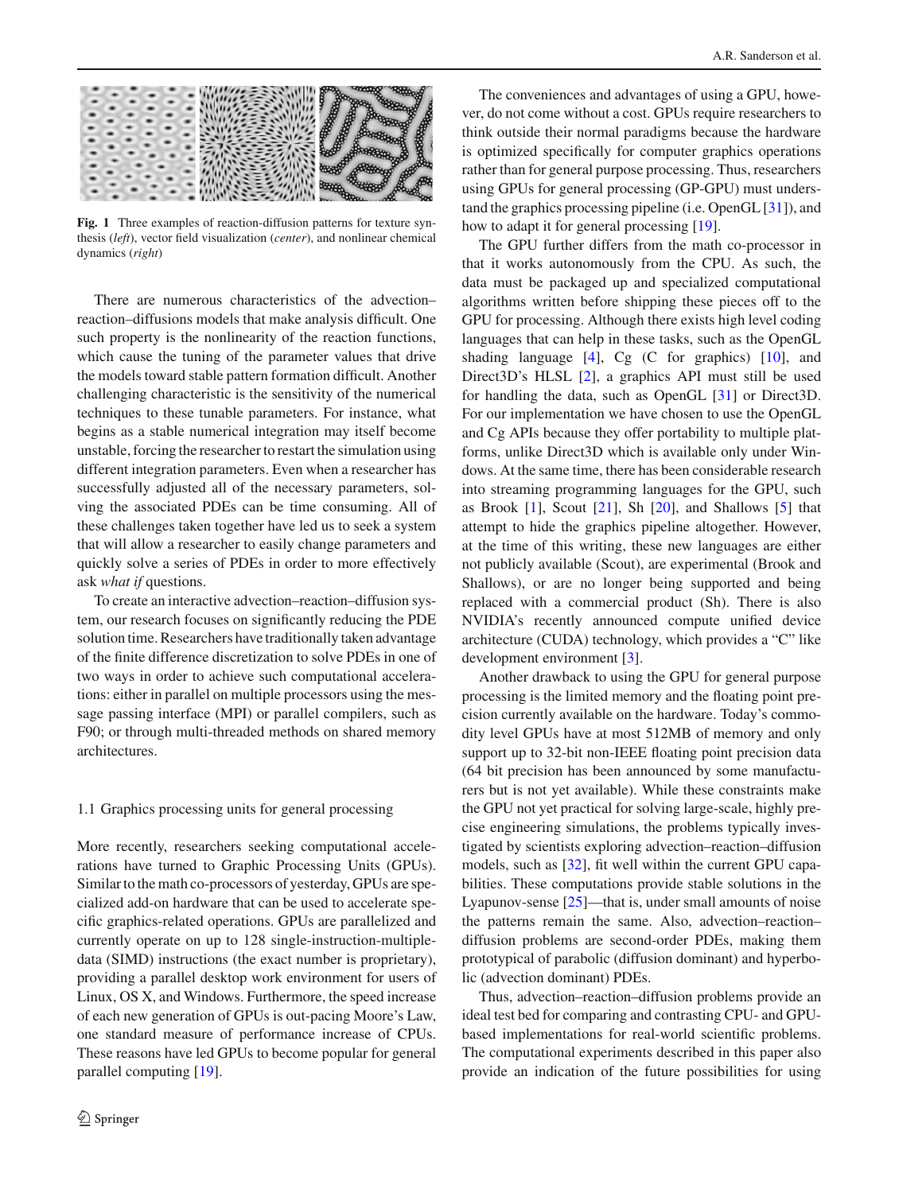**Fig. 1** Three examples of reaction-diffusion patterns for texture synthesis (*left*), vector field visualization (*center*), and nonlinear chemical dynamics (*right*)

There are numerous characteristics of the advection–reaction–diffusions models that make analysis difficult. One such property is the nonlinearity of the reaction functions, which cause the tuning of the parameter values that drive the models toward stable pattern formation difficult. Another challenging characteristic is the sensitivity of the numerical techniques to these tunable parameters. For instance, what begins as a stable numerical integration may itself become unstable, forcing the researcher to restart the simulation using different integration parameters. Even when a researcher has successfully adjusted all of the necessary parameters, solving the associated PDEs can be time consuming. All of these challenges taken together have led us to seek a system that will allow a researcher to easily change parameters and quickly solve a series of PDEs in order to more effectively ask *what if* questions.

To create an interactive advection–reaction–diffusion system, our research focuses on significantly reducing the PDE solution time. Researchers have traditionally taken advantage of the finite difference discretization to solve PDEs in one of two ways in order to achieve such computational accelerations: either in parallel on multiple processors using the message passing interface (MPI) or parallel compilers, such as F90; or through multi-threaded methods on shared memory architectures.

## 1.1 Graphics processing units for general processing

More recently, researchers seeking computational accelerations have turned to Graphic Processing Units (GPUs). Similar to the math co-processors of yesterday, GPUs are specialized add-on hardware that can be used to accelerate specific graphics-related operations. GPUs are parallelized and currently operate on up to 128 single-instruction-multiple-data (SIMD) instructions (the exact number is proprietary), providing a parallel desktop work environment for users of Linux, OS X, and Windows. Furthermore, the speed increase of each new generation of GPUs is out-pacing Moore's Law, one standard measure of performance increase of CPUs. These reasons have led GPUs to become popular for general parallel computing [19].

The conveniences and advantages of using a GPU, however, do not come without a cost. GPUs require researchers to think outside their normal paradigms because the hardware is optimized specifically for computer graphics operations rather than for general purpose processing. Thus, researchers using GPUs for general processing (GP-GPU) must understand the graphics processing pipeline (i.e. OpenGL [31]), and how to adapt it for general processing [19].

The GPU further differs from the math co-processor in that it works autonomously from the CPU. As such, the data must be packaged up and specialized computational algorithms written before shipping these pieces off to the GPU for processing. Although there exists high level coding languages that can help in these tasks, such as the OpenGL shading language [4], Cg (C for graphics) [10], and Direct3D's HLSL [2], a graphics API must still be used for handling the data, such as OpenGL [31] or Direct3D. For our implementation we have chosen to use the OpenGL and Cg APIs because they offer portability to multiple platforms, unlike Direct3D which is available only under Windows. At the same time, there has been considerable research into streaming programming languages for the GPU, such as Brook [1], Scout [21], Sh [20], and Shallows [5] that attempt to hide the graphics pipeline altogether. However, at the time of this writing, these new languages are either not publicly available (Scout), are experimental (Brook and Shallows), or are no longer being supported and being replaced with a commercial product (Sh). There is also NVIDIA's recently announced compute unified device architecture (CUDA) technology, which provides a "C" like development environment [3].

Another drawback to using the GPU for general purpose processing is the limited memory and the floating point precision currently available on the hardware. Today's commodity level GPUs have at most 512MB of memory and only support up to 32-bit non-IEEE floating point precision data (64 bit precision has been announced by some manufacturers but is not yet available). While these constraints make the GPU not yet practical for solving large-scale, highly precise engineering simulations, the problems typically investigated by scientists exploring advection–reaction–diffusion models, such as [32], fit well within the current GPU capabilities. These computations provide stable solutions in the Lyapunov-sense [25]—that is, under small amounts of noise the patterns remain the same. Also, advection–reaction–diffusion problems are second-order PDEs, making them prototypical of parabolic (diffusion dominant) and hyperbolic (advection dominant) PDEs.

Thus, advection–reaction–diffusion problems provide an ideal test bed for comparing and contrasting CPU- and GPU-based implementations for real-world scientific problems. The computational experiments described in this paper also provide an indication of the future possibilities for using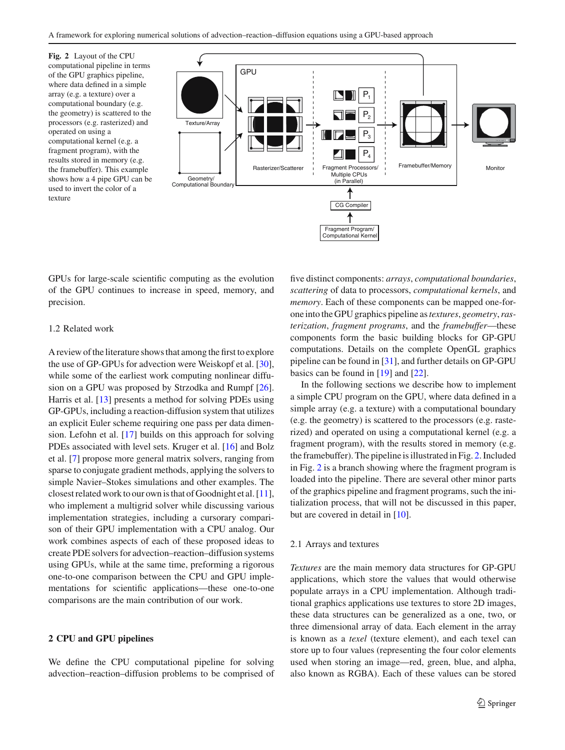**Fig. 2** Layout of the CPU computational pipeline in terms of the GPU graphics pipeline, where data defined in a simple array (e.g. a texture) over a computational boundary (e.g. the geometry) is scattered to the processors (e.g. rasterized) and operated on using a computational kernel (e.g. a fragment program), with the results stored in memory (e.g. the framebuffer). This example shows how a 4 pipe GPU can be used to invert the color of a texture

GPUs for large-scale scientific computing as the evolution of the GPU continues to increase in speed, memory, and precision.

### 1.2 Related work

A review of the literature shows that among the first to explore the use of GP-GPUs for advection were Weiskopf et al. [30], while some of the earliest work computing nonlinear diffusion on a GPU was proposed by Strzodka and Rumpf [26]. Harris et al. [13] presents a method for solving PDEs using GP-GPUs, including a reaction-diffusion system that utilizes an explicit Euler scheme requiring one pass per data dimension. Lefohn et al. [17] builds on this approach for solving PDEs associated with level sets. Kruger et al. [16] and Bolz et al. [7] propose more general matrix solvers, ranging from sparse to conjugate gradient methods, applying the solvers to simple Navier–Stokes simulations and other examples. The closest related work to our own is that of Goodnight et al. [11], who implement a multigrid solver while discussing various implementation strategies, including a cursorary comparison of their GPU implementation with a CPU analog. Our work combines aspects of each of these proposed ideas to create PDE solvers for advection–reaction–diffusion systems using GPUs, while at the same time, preforming a rigorous one-to-one comparison between the CPU and GPU implementations for scientific applications—these one-to-one comparisons are the main contribution of our work.

## 2 CPU and GPU pipelines

We define the CPU computational pipeline for solving advection–reaction–diffusion problems to be comprised of five distinct components: *arrays*, *computational boundaries*, *scattering* of data to processors, *computational kernels*, and *memory*. Each of these components can be mapped one-for-one into the GPU graphics pipeline as *textures*, *geometry*, *rasterization*, *fragment programs*, and the *framebuffer*—these components form the basic building blocks for GP-GPU computations. Details on the complete OpenGL graphics pipeline can be found in [31], and further details on GP-GPU basics can be found in [19] and [22].

In the following sections we describe how to implement a simple CPU program on the GPU, where data defined in a simple array (e.g. a texture) with a computational boundary (e.g. the geometry) is scattered to the processors (e.g. rasterized) and operated on using a computational kernel (e.g. a fragment program), with the results stored in memory (e.g. the framebuffer). The pipeline is illustrated in Fig. 2. Included in Fig. 2 is a branch showing where the fragment program is loaded into the pipeline. There are several other minor parts of the graphics pipeline and fragment programs, such the initialization process, that will not be discussed in this paper, but are covered in detail in [10].

### 2.1 Arrays and textures

*Textures* are the main memory data structures for GP-GPU applications, which store the values that would otherwise populate arrays in a CPU implementation. Although traditional graphics applications use textures to store 2D images, these data structures can be generalized as a one, two, or three dimensional array of data. Each element in the array is known as a *texel* (texture element), and each texel can store up to four values (representing the four color elements used when storing an image—red, green, blue, and alpha, also known as RGBA). Each of these values can be stored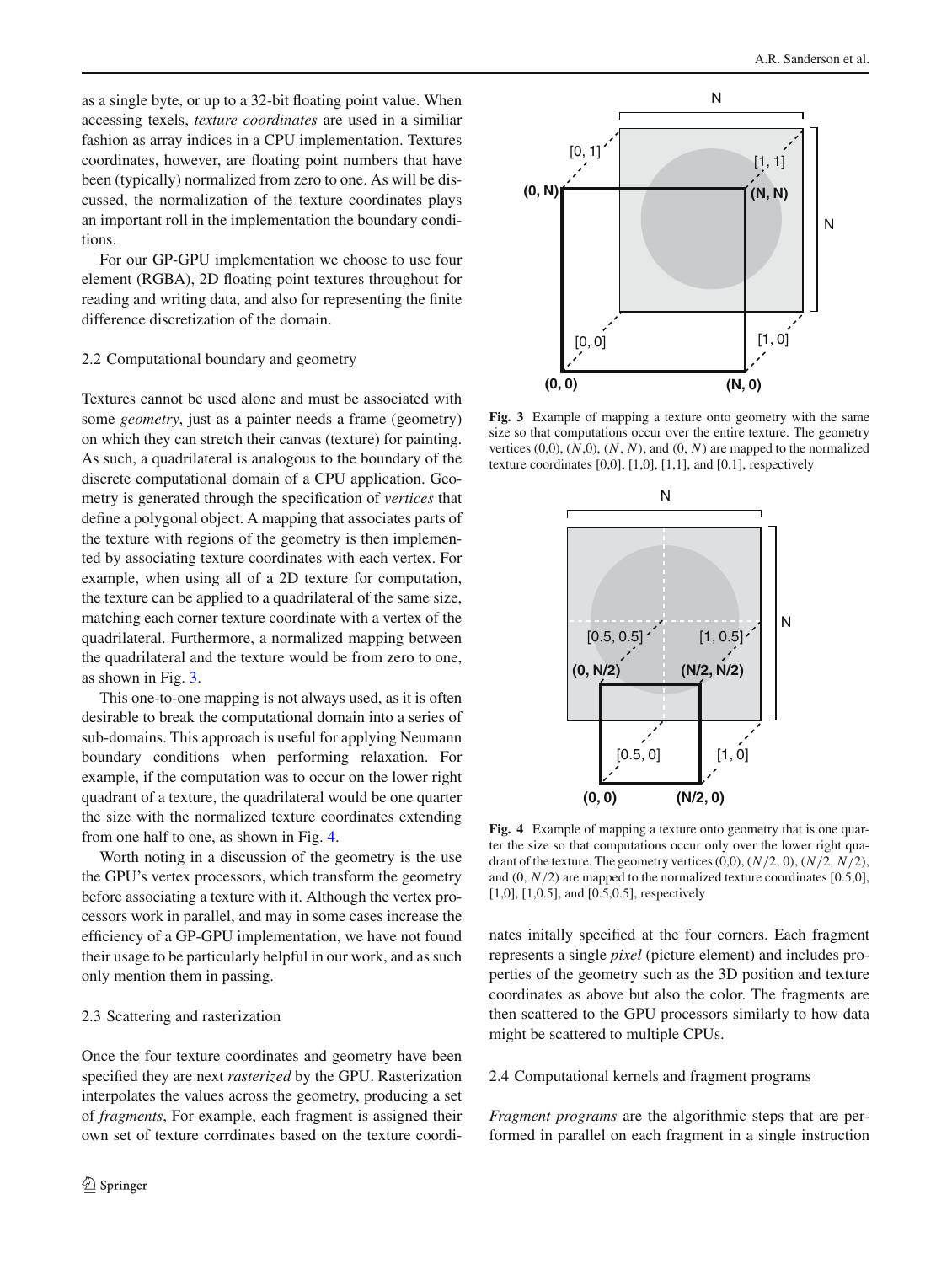as a single byte, or up to a 32-bit floating point value. When accessing texels, *texture coordinates* are used in a similiar fashion as array indices in a CPU implementation. Textures coordinates, however, are floating point numbers that have been (typically) normalized from zero to one. As will be discussed, the normalization of the texture coordinates plays an important roll in the implementation the boundary conditions.

For our GP-GPU implementation we choose to use four element (RGBA), 2D floating point textures throughout for reading and writing data, and also for representing the finite difference discretization of the domain.

### 2.2 Computational boundary and geometry

Textures cannot be used alone and must be associated with some *geometry*, just as a painter needs a frame (geometry) on which they can stretch their canvas (texture) for painting. As such, a quadrilateral is analogous to the boundary of the discrete computational domain of a CPU application. Geometry is generated through the specification of *vertices* that define a polygonal object. A mapping that associates parts of the texture with regions of the geometry is then implemented by associating texture coordinates with each vertex. For example, when using all of a 2D texture for computation, the texture can be applied to a quadrilateral of the same size, matching each corner texture coordinate with a vertex of the quadrilateral. Furthermore, a normalized mapping between the quadrilateral and the texture would be from zero to one, as shown in Fig. 3.

This one-to-one mapping is not always used, as it is often desirable to break the computational domain into a series of sub-domains. This approach is useful for applying Neumann boundary conditions when performing relaxation. For example, if the computation was to occur on the lower right quadrant of a texture, the quadrilateral would be one quarter the size with the normalized texture coordinates extending from one half to one, as shown in Fig. 4.

Worth noting in a discussion of the geometry is the use the GPU's vertex processors, which transform the geometry before associating a texture with it. Although the vertex processors work in parallel, and may in some cases increase the efficiency of a GP-GPU implementation, we have not found their usage to be particularly helpful in our work, and as such only mention them in passing.

### 2.3 Scattering and rasterization

Once the four texture coordinates and geometry have been specified they are next *rasterized* by the GPU. Rasterization interpolates the values across the geometry, producing a set of *fragments*, For example, each fragment is assigned their own set of texture corrdinates based on the texture coordinates initally specified at the four corners. Each fragment represents a single *pixel* (picture element) and includes properties of the geometry such as the 3D position and texture coordinates as above but also the color. The fragments are then scattered to the GPU processors similarly to how data might be scattered to multiple CPUs.

**Fig. 3** Example of mapping a texture onto geometry with the same size so that computations occur over the entire texture. The geometry vertices (0,0), $(N,0)$, $(N, N)$, and $(0, N)$ are mapped to the normalized texture coordinates [0,0], [1,0], [1,1], and [0,1], respectively

**Fig. 4** Example of mapping a texture onto geometry that is one quarter the size so that computations occur only over the lower right quadrant of the texture. The geometry vertices (0,0), $(N/2, 0)$, $(N/2, N/2)$, and $(0, N/2)$ are mapped to the normalized texture coordinates [0.5,0], [1,0], [1,0.5], and [0.5,0.5], respectively

### 2.4 Computational kernels and fragment programs

*Fragment programs* are the algorithmic steps that are performed in parallel on each fragment in a single instruction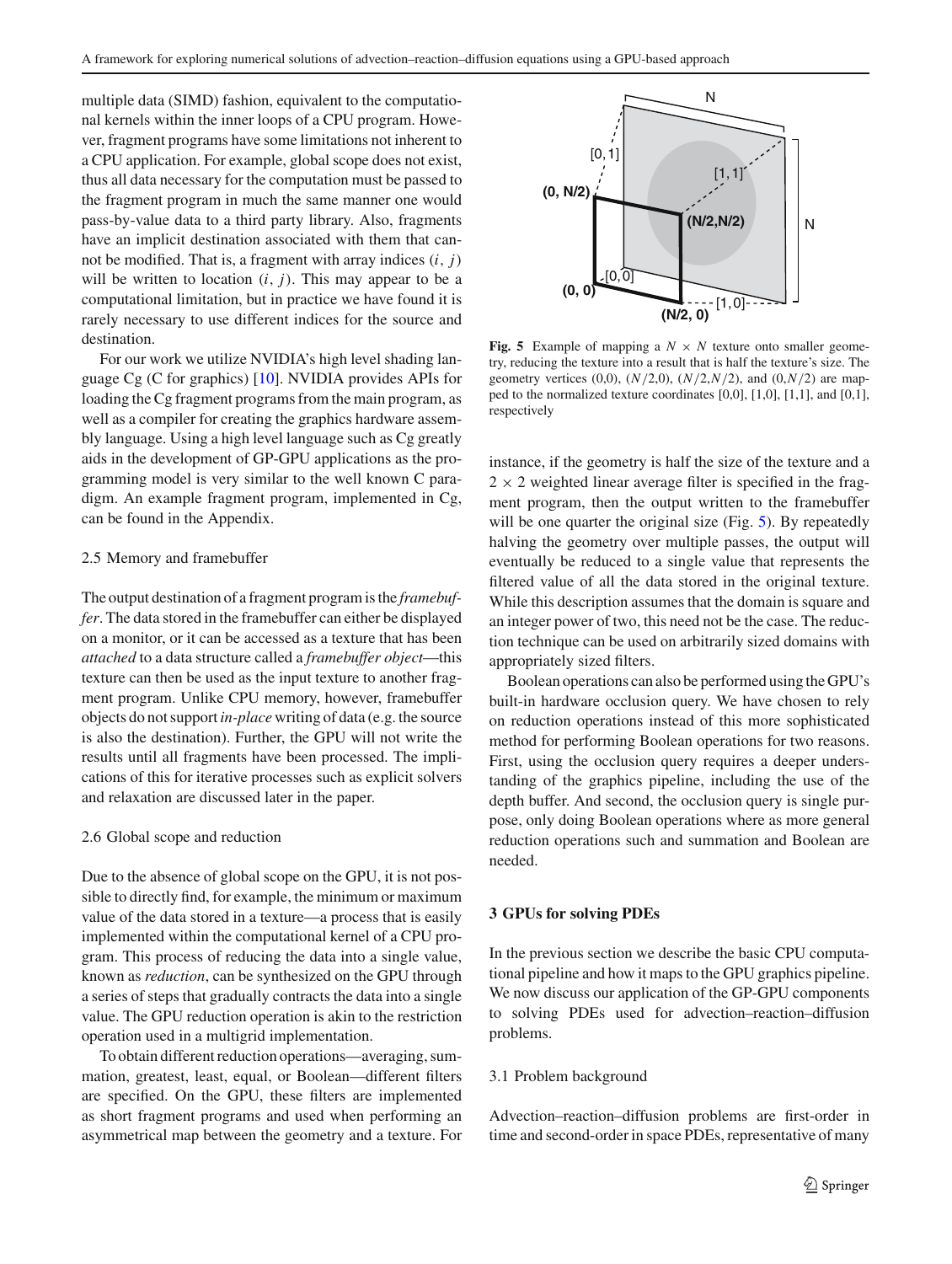multiple data (SIMD) fashion, equivalent to the computational kernels within the inner loops of a CPU program. However, fragment programs have some limitations not inherent to a CPU application. For example, global scope does not exist, thus all data necessary for the computation must be passed to the fragment program in much the same manner one would pass-by-value data to a third party library. Also, fragments have an implicit destination associated with them that cannot be modified. That is, a fragment with array indices $(i, j)$ will be written to location $(i, j)$. This may appear to be a computational limitation, but in practice we have found it is rarely necessary to use different indices for the source and destination.

For our work we utilize NVIDIA's high level shading language Cg (C for graphics) [10]. NVIDIA provides APIs for loading the Cg fragment programs from the main program, as well as a compiler for creating the graphics hardware assembly language. Using a high level language such as Cg greatly aids in the development of GP-GPU applications as the programming model is very similar to the well known C paradigm. An example fragment program, implemented in Cg, can be found in the Appendix.

### 2.5 Memory and framebuffer

The output destination of a fragment program is the *framebuffer*. The data stored in the framebuffer can either be displayed on a monitor, or it can be accessed as a texture that has been *attached* to a data structure called a *framebuffer object*—this texture can then be used as the input texture to another fragment program. Unlike CPU memory, however, framebuffer objects do not support *in-place* writing of data (e.g. the source is also the destination). Further, the GPU will not write the results until all fragments have been processed. The implications of this for iterative processes such as explicit solvers and relaxation are discussed later in the paper.

### 2.6 Global scope and reduction

Due to the absence of global scope on the GPU, it is not possible to directly find, for example, the minimum or maximum value of the data stored in a texture—a process that is easily implemented within the computational kernel of a CPU program. This process of reducing the data into a single value, known as *reduction*, can be synthesized on the GPU through a series of steps that gradually contracts the data into a single value. The GPU reduction operation is akin to the restriction operation used in a multigrid implementation.

To obtain different reduction operations—averaging, summation, greatest, least, equal, or Boolean—different filters are specified. On the GPU, these filters are implemented as short fragment programs and used when performing an asymmetrical map between the geometry and a texture. For instance, if the geometry is half the size of the texture and a $2 \times 2$ weighted linear average filter is specified in the fragment program, then the output written to the framebuffer will be one quarter the original size (Fig. 5). By repeatedly halving the geometry over multiple passes, the output will eventually be reduced to a single value that represents the filtered value of all the data stored in the original texture. While this description assumes that the domain is square and an integer power of two, this need not be the case. The reduction technique can be used on arbitrarily sized domains with appropriately sized filters.

**Fig. 5** Example of mapping a $N \times N$ texture onto smaller geometry, reducing the texture into a result that is half the texture's size. The geometry vertices (0,0), $(N/2,0)$, $(N/2,N/2)$, and $(0,N/2)$ are mapped to the normalized texture coordinates [0,0], [1,0], [1,1], and [0,1], respectively

Boolean operations can also be performed using the GPU's built-in hardware occlusion query. We have chosen to rely on reduction operations instead of this more sophisticated method for performing Boolean operations for two reasons. First, using the occlusion query requires a deeper understanding of the graphics pipeline, including the use of the depth buffer. And second, the occlusion query is single purpose, only doing Boolean operations where as more general reduction operations such and summation and Boolean are needed.

## 3 GPUs for solving PDEs

In the previous section we describe the basic CPU computational pipeline and how it maps to the GPU graphics pipeline. We now discuss our application of the GP-GPU components to solving PDEs used for advection–reaction–diffusion problems.

### 3.1 Problem background

Advection–reaction–diffusion problems are first-order in time and second-order in space PDEs, representative of many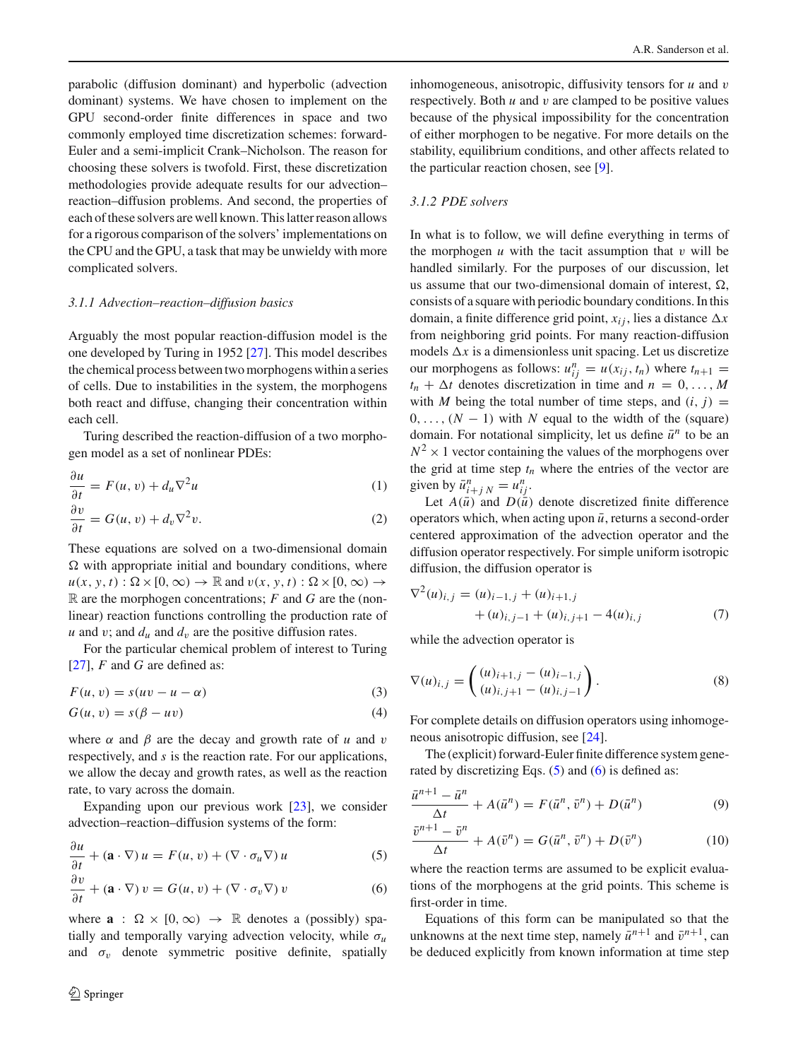parabolic (diffusion dominant) and hyperbolic (advection dominant) systems. We have chosen to implement on the GPU second-order finite differences in space and two commonly employed time discretization schemes: forward-Euler and a semi-implicit Crank–Nicholson. The reason for choosing these solvers is twofold. First, these discretization methodologies provide adequate results for our advection–reaction–diffusion problems. And second, the properties of each of these solvers are well known. This latter reason allows for a rigorous comparison of the solvers' implementations on the CPU and the GPU, a task that may be unwieldy with more complicated solvers.

### *3.1.1 Advection–reaction–diffusion basics*

Arguably the most popular reaction-diffusion model is the one developed by Turing in 1952 [27]. This model describes the chemical process between two morphogens within a series of cells. Due to instabilities in the system, the morphogens both react and diffuse, changing their concentration within each cell.

Turing described the reaction-diffusion of a two morphogen model as a set of nonlinear PDEs:

$$\frac{\partial u}{\partial t} = F(u, v) + d_u \nabla^2 u \tag{1}$$

$$\frac{\partial v}{\partial t} = G(u, v) + d_v \nabla^2 v. \tag{2}$$

These equations are solved on a two-dimensional domain $\Omega$ with appropriate initial and boundary conditions, where $u(x, y, t) : \Omega \times [0, \infty) \to \mathbb{R}$ and $v(x, y, t) : \Omega \times [0, \infty) \to \mathbb{R}$ are the morphogen concentrations; $F$ and $G$ are the (nonlinear) reaction functions controlling the production rate of $u$ and $v$; and $d_u$ and $d_v$ are the positive diffusion rates.

For the particular chemical problem of interest to Turing [27], $F$ and $G$ are defined as:

$$F(u, v) = s(uv - u - \alpha) \tag{3}$$

$$G(u, v) = s(\beta - uv) \tag{4}$$

where $\alpha$ and $\beta$ are the decay and growth rate of $u$ and $v$ respectively, and $s$ is the reaction rate. For our applications, we allow the decay and growth rates, as well as the reaction rate, to vary across the domain.

Expanding upon our previous work [23], we consider advection–reaction–diffusion systems of the form:

$$\frac{\partial u}{\partial t} + (\mathbf{a} \cdot \nabla)\, u = F(u, v) + (\nabla \cdot \sigma_u \nabla)\, u \tag{5}$$

$$\frac{\partial v}{\partial t} + (\mathbf{a} \cdot \nabla)\, v = G(u, v) + (\nabla \cdot \sigma_v \nabla)\, v \tag{6}$$

where $\mathbf{a} : \Omega \times [0, \infty) \to \mathbb{R}$ denotes a (possibly) spatially and temporally varying advection velocity, while $\sigma_u$ and $\sigma_v$ denote symmetric positive definite, spatially inhomogeneous, anisotropic, diffusivity tensors for $u$ and $v$ respectively. Both $u$ and $v$ are clamped to be positive values because of the physical impossibility for the concentration of either morphogen to be negative. For more details on the stability, equilibrium conditions, and other affects related to the particular reaction chosen, see [9].

### *3.1.2 PDE solvers*

In what is to follow, we will define everything in terms of the morphogen $u$ with the tacit assumption that $v$ will be handled similarly. For the purposes of our discussion, let us assume that our two-dimensional domain of interest, $\Omega$, consists of a square with periodic boundary conditions. In this domain, a finite difference grid point, $x_{ij}$, lies a distance $\Delta x$ from neighboring grid points. For many reaction-diffusion models $\Delta x$ is a dimensionless unit spacing. Let us discretize our morphogens as follows: $u^n_{ij} = u(x_{ij}, t_n)$ where $t_{n+1} = t_n + \Delta t$ denotes discretization in time and $n = 0, \ldots, M$ with $M$ being the total number of time steps, and $(i, j) = 0, \ldots, (N - 1)$ with $N$ equal to the width of the (square) domain. For notational simplicity, let us define $\bar{u}^n$ to be an $N^2 \times 1$ vector containing the values of the morphogens over the grid at time step $t_n$ where the entries of the vector are given by $\bar{u}^n_{i+jN} = u^n_{ij}$.

Let $A(\bar{u})$ and $D(\bar{u})$ denote discretized finite difference operators which, when acting upon $\bar{u}$, returns a second-order centered approximation of the advection operator and the diffusion operator respectively. For simple uniform isotropic diffusion, the diffusion operator is

$$\nabla^2(u)_{i,j} = (u)_{i-1,j} + (u)_{i+1,j} + (u)_{i,j-1} + (u)_{i,j+1} - 4(u)_{i,j} \tag{7}$$

while the advection operator is

$$\nabla(u)_{i,j} = \begin{pmatrix} (u)_{i+1,j} - (u)_{i-1,j} \\ (u)_{i,j+1} - (u)_{i,j-1} \end{pmatrix}. \tag{8}$$

For complete details on diffusion operators using inhomogeneous anisotropic diffusion, see [24].

The (explicit) forward-Euler finite difference system generated by discretizing Eqs. (5) and (6) is defined as:

$$\frac{\bar{u}^{n+1} - \bar{u}^n}{\Delta t} + A(\bar{u}^n) = F(\bar{u}^n, \bar{v}^n) + D(\bar{u}^n) \tag{9}$$

$$\frac{\bar{v}^{n+1} - \bar{v}^n}{\Delta t} + A(\bar{v}^n) = G(\bar{u}^n, \bar{v}^n) + D(\bar{v}^n) \tag{10}$$

where the reaction terms are assumed to be explicit evaluations of the morphogens at the grid points. This scheme is first-order in time.

Equations of this form can be manipulated so that the unknowns at the next time step, namely $\bar{u}^{n+1}$ and $\bar{v}^{n+1}$, can be deduced explicitly from known information at time step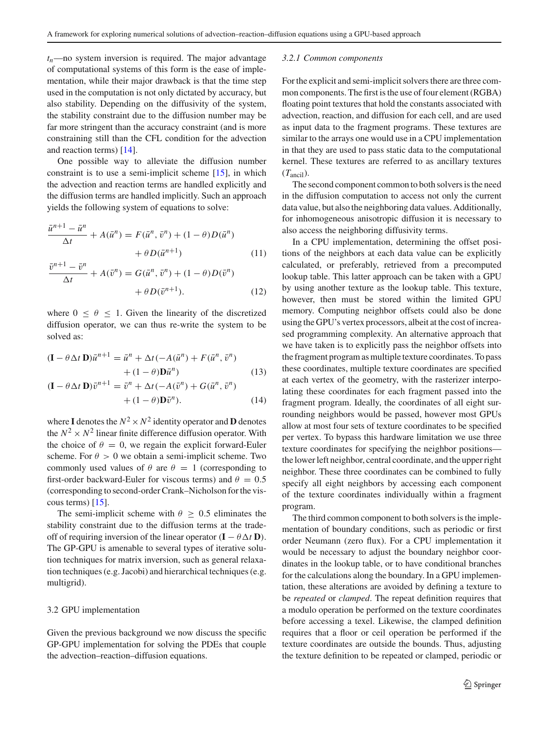$t_n$—no system inversion is required. The major advantage of computational systems of this form is the ease of implementation, while their major drawback is that the time step used in the computation is not only dictated by accuracy, but also stability. Depending on the diffusivity of the system, the stability constraint due to the diffusion number may be far more stringent than the accuracy constraint (and is more constraining still than the CFL condition for the advection and reaction terms) [14].

One possible way to alleviate the diffusion number constraint is to use a semi-implicit scheme [15], in which the advection and reaction terms are handled explicitly and the diffusion terms are handled implicitly. Such an approach yields the following system of equations to solve:

$$\frac{\bar{u}^{n+1} - \bar{u}^n}{\Delta t} + A(\bar{u}^n) = F(\bar{u}^n, \bar{v}^n) + (1-\theta)D(\bar{u}^n) + \theta D(\bar{u}^{n+1}) \tag{11}$$

$$\frac{\bar{v}^{n+1} - \bar{v}^n}{\Delta t} + A(\bar{v}^n) = G(\bar{u}^n, \bar{v}^n) + (1-\theta)D(\bar{v}^n) + \theta D(\bar{v}^{n+1}). \tag{12}$$

where $0 \leq \theta \leq 1$. Given the linearity of the discretized diffusion operator, we can thus re-write the system to be solved as:

$$(\mathbf{I} - \theta \Delta t\, \mathbf{D})\bar{u}^{n+1} = \bar{u}^n + \Delta t(-A(\bar{u}^n) + F(\bar{u}^n, \bar{v}^n) + (1-\theta)\mathbf{D}\bar{u}^n) \tag{13}$$

$$(\mathbf{I} - \theta \Delta t\, \mathbf{D})\bar{v}^{n+1} = \bar{v}^n + \Delta t(-A(\bar{v}^n) + G(\bar{u}^n, \bar{v}^n) + (1-\theta)\mathbf{D}\bar{v}^n). \tag{14}$$

where $\mathbf{I}$ denotes the $N^2 \times N^2$ identity operator and $\mathbf{D}$ denotes the $N^2 \times N^2$ linear finite difference diffusion operator. With the choice of $\theta = 0$, we regain the explicit forward-Euler scheme. For $\theta > 0$ we obtain a semi-implicit scheme. Two commonly used values of $\theta$ are $\theta = 1$ (corresponding to first-order backward-Euler for viscous terms) and $\theta = 0.5$ (corresponding to second-order Crank–Nicholson for the viscous terms) [15].

The semi-implicit scheme with $\theta \geq 0.5$ eliminates the stability constraint due to the diffusion terms at the trade-off of requiring inversion of the linear operator $(\mathbf{I} - \theta \Delta t\, \mathbf{D})$. The GP-GPU is amenable to several types of iterative solution techniques for matrix inversion, such as general relaxation techniques (e.g. Jacobi) and hierarchical techniques (e.g. multigrid).

## 3.2 GPU implementation

Given the previous background we now discuss the specific GP-GPU implementation for solving the PDEs that couple the advection–reaction–diffusion equations.

### 3.2.1 Common components

For the explicit and semi-implicit solvers there are three common components. The first is the use of four element (RGBA) floating point textures that hold the constants associated with advection, reaction, and diffusion for each cell, and are used as input data to the fragment programs. These textures are similar to the arrays one would use in a CPU implementation in that they are used to pass static data to the computational kernel. These textures are referred to as ancillary textures ($T_{\text{ancil}}$).

The second component common to both solvers is the need in the diffusion computation to access not only the current data value, but also the neighboring data values. Additionally, for inhomogeneous anisotropic diffusion it is necessary to also access the neighboring diffusivity terms.

In a CPU implementation, determining the offset positions of the neighbors at each data value can be explicitly calculated, or preferably, retrieved from a precomputed lookup table. This latter approach can be taken with a GPU by using another texture as the lookup table. This texture, however, then must be stored within the limited GPU memory. Computing neighbor offsets could also be done using the GPU's vertex processors, albeit at the cost of increased programming complexity. An alternative approach that we have taken is to explicitly pass the neighbor offsets into the fragment program as multiple texture coordinates. To pass these coordinates, multiple texture coordinates are specified at each vertex of the geometry, with the rasterizer interpolating these coordinates for each fragment passed into the fragment program. Ideally, the coordinates of all eight surrounding neighbors would be passed, however most GPUs allow at most four sets of texture coordinates to be specified per vertex. To bypass this hardware limitation we use three texture coordinates for specifying the neighbor positions—the lower left neighbor, central coordinate, and the upper right neighbor. These three coordinates can be combined to fully specify all eight neighbors by accessing each component of the texture coordinates individually within a fragment program.

The third common component to both solvers is the implementation of boundary conditions, such as periodic or first order Neumann (zero flux). For a CPU implementation it would be necessary to adjust the boundary neighbor coordinates in the lookup table, or to have conditional branches for the calculations along the boundary. In a GPU implementation, these alterations are avoided by defining a texture to be *repeated* or *clamped*. The repeat definition requires that a modulo operation be performed on the texture coordinates before accessing a texel. Likewise, the clamped definition requires that a floor or ceil operation be performed if the texture coordinates are outside the bounds. Thus, adjusting the texture definition to be repeated or clamped, periodic or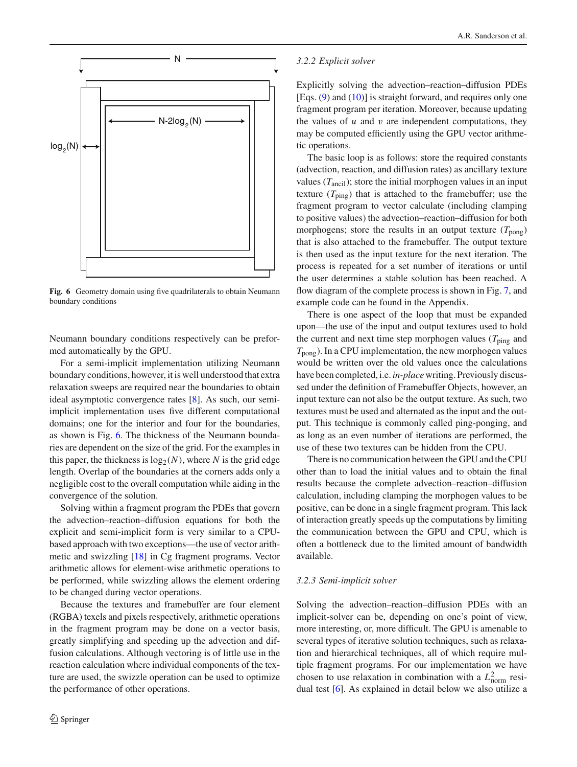Fig. 6 Geometry domain using five quadrilaterals to obtain Neumann boundary conditions

Neumann boundary conditions respectively can be preformed automatically by the GPU.

For a semi-implicit implementation utilizing Neumann boundary conditions, however, it is well understood that extra relaxation sweeps are required near the boundaries to obtain ideal asymptotic convergence rates [8]. As such, our semi-implicit implementation uses five different computational domains; one for the interior and four for the boundaries, as shown is Fig. 6. The thickness of the Neumann boundaries are dependent on the size of the grid. For the examples in this paper, the thickness is $\log_2(N)$, where $N$ is the grid edge length. Overlap of the boundaries at the corners adds only a negligible cost to the overall computation while aiding in the convergence of the solution.

Solving within a fragment program the PDEs that govern the advection–reaction–diffusion equations for both the explicit and semi-implicit form is very similar to a CPU-based approach with two exceptions—the use of vector arithmetic and swizzling [18] in Cg fragment programs. Vector arithmetic allows for element-wise arithmetic operations to be performed, while swizzling allows the element ordering to be changed during vector operations.

Because the textures and framebuffer are four element (RGBA) texels and pixels respectively, arithmetic operations in the fragment program may be done on a vector basis, greatly simplifying and speeding up the advection and diffusion calculations. Although vectoring is of little use in the reaction calculation where individual components of the texture are used, the swizzle operation can be used to optimize the performance of other operations.

### 3.2.2 Explicit solver

Explicitly solving the advection–reaction–diffusion PDEs [Eqs. (9) and (10)] is straight forward, and requires only one fragment program per iteration. Moreover, because updating the values of $u$ and $v$ are independent computations, they may be computed efficiently using the GPU vector arithmetic operations.

The basic loop is as follows: store the required constants (advection, reaction, and diffusion rates) as ancillary texture values ($T_{\text{ancil}}$); store the initial morphogen values in an input texture ($T_{\text{ping}}$) that is attached to the framebuffer; use the fragment program to vector calculate (including clamping to positive values) the advection–reaction–diffusion for both morphogens; store the results in an output texture ($T_{\text{pong}}$) that is also attached to the framebuffer. The output texture is then used as the input texture for the next iteration. The process is repeated for a set number of iterations or until the user determines a stable solution has been reached. A flow diagram of the complete process is shown in Fig. 7, and example code can be found in the Appendix.

There is one aspect of the loop that must be expanded upon—the use of the input and output textures used to hold the current and next time step morphogen values ($T_{\text{ping}}$ and $T_{\text{pong}}$). In a CPU implementation, the new morphogen values would be written over the old values once the calculations have been completed, i.e. *in-place* writing. Previously discussed under the definition of Framebuffer Objects, however, an input texture can not also be the output texture. As such, two textures must be used and alternated as the input and the output. This technique is commonly called ping-ponging, and as long as an even number of iterations are performed, the use of these two textures can be hidden from the CPU.

There is no communication between the GPU and the CPU other than to load the initial values and to obtain the final results because the complete advection–reaction–diffusion calculation, including clamping the morphogen values to be positive, can be done in a single fragment program. This lack of interaction greatly speeds up the computations by limiting the communication between the GPU and CPU, which is often a bottleneck due to the limited amount of bandwidth available.

### 3.2.3 Semi-implicit solver

Solving the advection–reaction–diffusion PDEs with an implicit-solver can be, depending on one's point of view, more interesting, or, more difficult. The GPU is amenable to several types of iterative solution techniques, such as relaxation and hierarchical techniques, all of which require multiple fragment programs. For our implementation we have chosen to use relaxation in combination with a $L^2_{\text{norm}}$ residual test [6]. As explained in detail below we also utilize a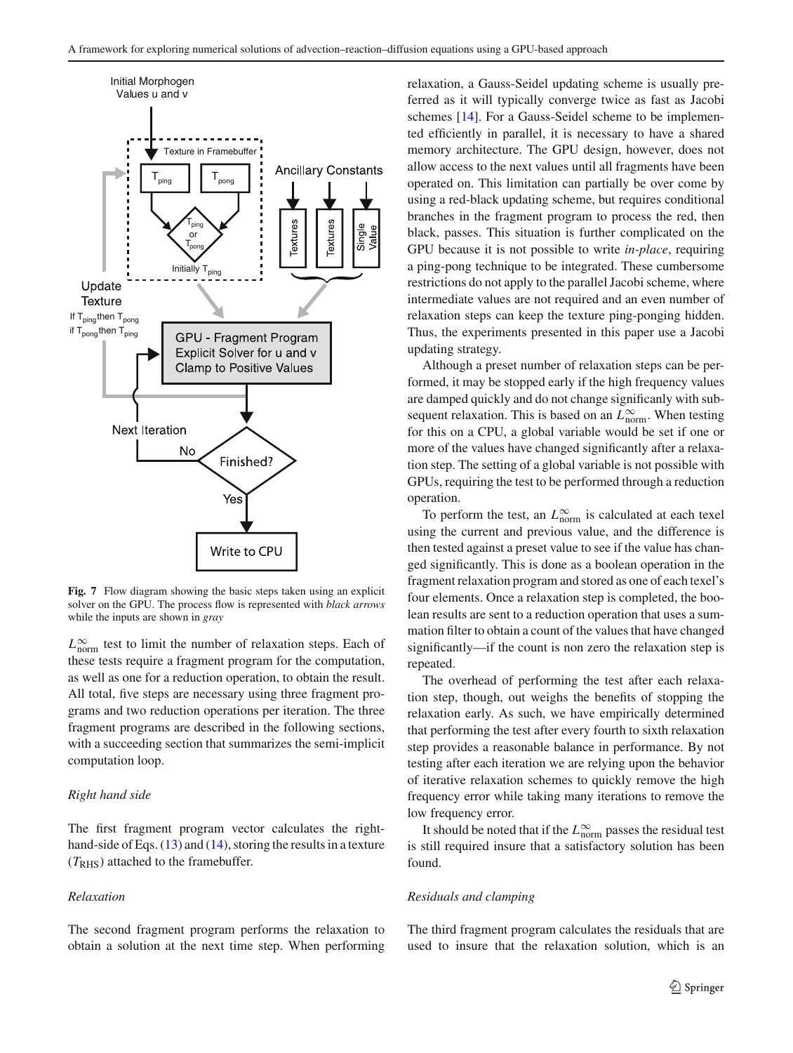Initial Morphogen
Values u and v

Texture in Framebuffer

$T_{ping}$

$T_{pong}$

$T_{ping}$ or $T_{pong}$

Initially $T_{ping}$

Ancillary Constants

Textures

Textures

Single Value

Update Texture

If $T_{ping}$ then $T_{pong}$

if $T_{pong}$ then $T_{ping}$

GPU - Fragment Program
Explicit Solver for u and v
Clamp to Positive Values

Next Iteration

No

Finished?

Yes

Write to CPU

**Fig. 7** Flow diagram showing the basic steps taken using an explicit solver on the GPU. The process flow is represented with *black arrows* while the inputs are shown in *gray*

$L^{\infty}_{\text{norm}}$ test to limit the number of relaxation steps. Each of these tests require a fragment program for the computation, as well as one for a reduction operation, to obtain the result. All total, five steps are necessary using three fragment programs and two reduction operations per iteration. The three fragment programs are described in the following sections, with a succeeding section that summarizes the semi-implicit computation loop.

*Right hand side*

The first fragment program vector calculates the right-hand-side of Eqs. (13) and (14), storing the results in a texture ($T_{\text{RHS}}$) attached to the framebuffer.

*Relaxation*

The second fragment program performs the relaxation to obtain a solution at the next time step. When performing relaxation, a Gauss-Seidel updating scheme is usually preferred as it will typically converge twice as fast as Jacobi schemes [14]. For a Gauss-Seidel scheme to be implemented efficiently in parallel, it is necessary to have a shared memory architecture. The GPU design, however, does not allow access to the next values until all fragments have been operated on. This limitation can partially be over come by using a red-black updating scheme, but requires conditional branches in the fragment program to process the red, then black, passes. This situation is further complicated on the GPU because it is not possible to write *in-place*, requiring a ping-pong technique to be integrated. These cumbersome restrictions do not apply to the parallel Jacobi scheme, where intermediate values are not required and an even number of relaxation steps can keep the texture ping-ponging hidden. Thus, the experiments presented in this paper use a Jacobi updating strategy.

Although a preset number of relaxation steps can be performed, it may be stopped early if the high frequency values are damped quickly and do not change significantly with subsequent relaxation. This is based on an $L^{\infty}_{\text{norm}}$. When testing for this on a CPU, a global variable would be set if one or more of the values have changed significantly after a relaxation step. The setting of a global variable is not possible with GPUs, requiring the test to be performed through a reduction operation.

To perform the test, an $L^{\infty}_{\text{norm}}$ is calculated at each texel using the current and previous value, and the difference is then tested against a preset value to see if the value has changed significantly. This is done as a boolean operation in the fragment relaxation program and stored as one of each texel's four elements. Once a relaxation step is completed, the boolean results are sent to a reduction operation that uses a summation filter to obtain a count of the values that have changed significantly—if the count is non zero the relaxation step is repeated.

The overhead of performing the test after each relaxation step, though, out weighs the benefits of stopping the relaxation early. As such, we have empirically determined that performing the test after every fourth to sixth relaxation step provides a reasonable balance in performance. By not testing after each iteration we are relying upon the behavior of iterative relaxation schemes to quickly remove the high frequency error while taking many iterations to remove the low frequency error.

It should be noted that if the $L^{\infty}_{\text{norm}}$ passes the residual test is still required insure that a satisfactory solution has been found.

*Residuals and clamping*

The third fragment program calculates the residuals that are used to insure that the relaxation solution, which is an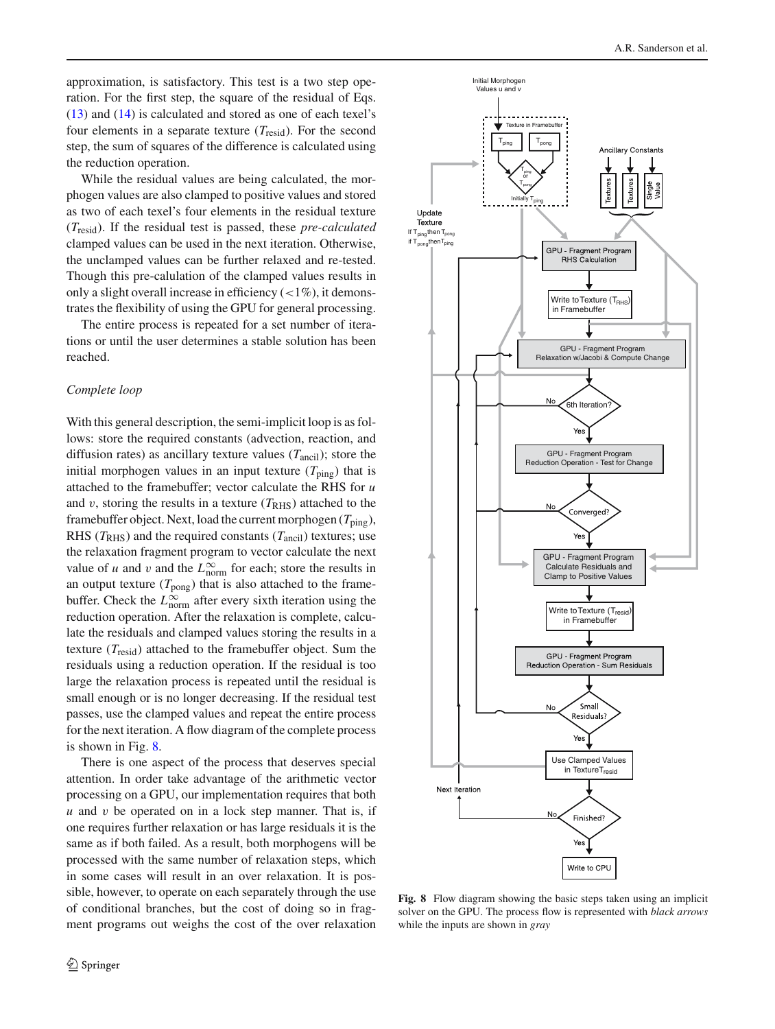approximation, is satisfactory. This test is a two step operation. For the first step, the square of the residual of Eqs. (13) and (14) is calculated and stored as one of each texel's four elements in a separate texture ($T_{\text{resid}}$). For the second step, the sum of squares of the difference is calculated using the reduction operation.

While the residual values are being calculated, the morphogen values are also clamped to positive values and stored as two of each texel's four elements in the residual texture ($T_{\text{resid}}$). If the residual test is passed, these *pre-calculated* clamped values can be used in the next iteration. Otherwise, the unclamped values can be further relaxed and re-tested. Though this pre-calulation of the clamped values results in only a slight overall increase in efficiency ($<1\%$), it demonstrates the flexibility of using the GPU for general processing.

The entire process is repeated for a set number of iterations or until the user determines a stable solution has been reached.

*Complete loop*

With this general description, the semi-implicit loop is as follows: store the required constants (advection, reaction, and diffusion rates) as ancillary texture values ($T_{\text{ancil}}$); store the initial morphogen values in an input texture ($T_{\text{ping}}$) that is attached to the framebuffer; vector calculate the RHS for $u$ and $v$, storing the results in a texture ($T_{\text{RHS}}$) attached to the framebuffer object. Next, load the current morphogen ($T_{\text{ping}}$), RHS ($T_{\text{RHS}}$) and the required constants ($T_{\text{ancil}}$) textures; use the relaxation fragment program to vector calculate the next value of $u$ and $v$ and the $L^{\infty}_{\text{norm}}$ for each; store the results in an output texture ($T_{\text{pong}}$) that is also attached to the framebuffer. Check the $L^{\infty}_{\text{norm}}$ after every sixth iteration using the reduction operation. After the relaxation is complete, calculate the residuals and clamped values storing the results in a texture ($T_{\text{resid}}$) attached to the framebuffer object. Sum the residuals using a reduction operation. If the residual is too large the relaxation process is repeated until the residual is small enough or is no longer decreasing. If the residual test passes, use the clamped values and repeat the entire process for the next iteration. A flow diagram of the complete process is shown in Fig. 8.

There is one aspect of the process that deserves special attention. In order take advantage of the arithmetic vector processing on a GPU, our implementation requires that both $u$ and $v$ be operated on in a lock step manner. That is, if one requires further relaxation or has large residuals it is the same as if both failed. As a result, both morphogens will be processed with the same number of relaxation steps, which in some cases will result in an over relaxation. It is possible, however, to operate on each separately through the use of conditional branches, but the cost of doing so in fragment programs out weighs the cost of the over relaxation

**Fig. 8** Flow diagram showing the basic steps taken using an implicit solver on the GPU. The process flow is represented with *black arrows* while the inputs are shown in *gray*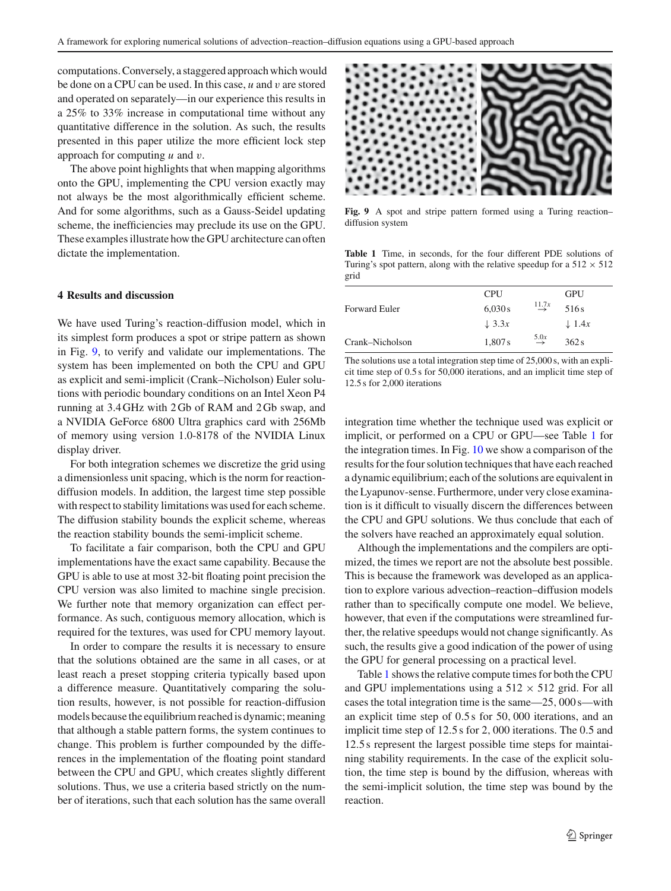computations. Conversely, a staggered approach which would be done on a CPU can be used. In this case, $u$ and $v$ are stored and operated on separately—in our experience this results in a 25% to 33% increase in computational time without any quantitative difference in the solution. As such, the results presented in this paper utilize the more efficient lock step approach for computing $u$ and $v$.

The above point highlights that when mapping algorithms onto the GPU, implementing the CPU version exactly may not always be the most algorithmically efficient scheme. And for some algorithms, such as a Gauss-Seidel updating scheme, the inefficiencies may preclude its use on the GPU. These examples illustrate how the GPU architecture can often dictate the implementation.

## 4 Results and discussion

We have used Turing's reaction-diffusion model, which in its simplest form produces a spot or stripe pattern as shown in Fig. 9, to verify and validate our implementations. The system has been implemented on both the CPU and GPU as explicit and semi-implicit (Crank–Nicholson) Euler solutions with periodic boundary conditions on an Intel Xeon P4 running at 3.4 GHz with 2 Gb of RAM and 2 Gb swap, and a NVIDIA GeForce 6800 Ultra graphics card with 256Mb of memory using version 1.0-8178 of the NVIDIA Linux display driver.

For both integration schemes we discretize the grid using a dimensionless unit spacing, which is the norm for reaction-diffusion models. In addition, the largest time step possible with respect to stability limitations was used for each scheme. The diffusion stability bounds the explicit scheme, whereas the reaction stability bounds the semi-implicit scheme.

To facilitate a fair comparison, both the CPU and GPU implementations have the exact same capability. Because the GPU is able to use at most 32-bit floating point precision the CPU version was also limited to machine single precision. We further note that memory organization can effect performance. As such, contiguous memory allocation, which is required for the textures, was used for CPU memory layout.

In order to compare the results it is necessary to ensure that the solutions obtained are the same in all cases, or at least reach a preset stopping criteria typically based upon a difference measure. Quantitatively comparing the solution results, however, is not possible for reaction-diffusion models because the equilibrium reached is dynamic; meaning that although a stable pattern forms, the system continues to change. This problem is further compounded by the differences in the implementation of the floating point standard between the CPU and GPU, which creates slightly different solutions. Thus, we use a criteria based strictly on the number of iterations, such that each solution has the same overall integration time whether the technique used was explicit or implicit, or performed on a CPU or GPU—see Table 1 for the integration times. In Fig. 10 we show a comparison of the results for the four solution techniques that have each reached a dynamic equilibrium; each of the solutions are equivalent in the Lyapunov-sense. Furthermore, under very close examination is it difficult to visually discern the differences between the CPU and GPU solutions. We thus conclude that each of the solvers have reached an approximately equal solution.

**Fig. 9** A spot and stripe pattern formed using a Turing reaction–diffusion system

**Table 1** Time, in seconds, for the four different PDE solutions of Turing's spot pattern, along with the relative speedup for a 512 × 512 grid

| | CPU | | GPU |
|---|---|---|---|
| Forward Euler | 6,030 s | $\overset{11.7x}{\rightarrow}$ | 516 s |
| | ↓ 3.3$x$ | | ↓ 1.4$x$ |
| Crank–Nicholson | 1,807 s | $\overset{5.0x}{\rightarrow}$ | 362 s |

The solutions use a total integration step time of 25,000 s, with an explicit time step of 0.5 s for 50,000 iterations, and an implicit time step of 12.5 s for 2,000 iterations

Although the implementations and the compilers are optimized, the times we report are not the absolute best possible. This is because the framework was developed as an application to explore various advection–reaction–diffusion models rather than to specifically compute one model. We believe, however, that even if the computations were streamlined further, the relative speedups would not change significantly. As such, the results give a good indication of the power of using the GPU for general processing on a practical level.

Table 1 shows the relative compute times for both the CPU and GPU implementations using a 512 × 512 grid. For all cases the total integration time is the same—25, 000 s—with an explicit time step of 0.5 s for 50, 000 iterations, and an implicit time step of 12.5 s for 2, 000 iterations. The 0.5 and 12.5 s represent the largest possible time steps for maintaining stability requirements. In the case of the explicit solution, the time step is bound by the diffusion, whereas with the semi-implicit solution, the time step was bound by the reaction.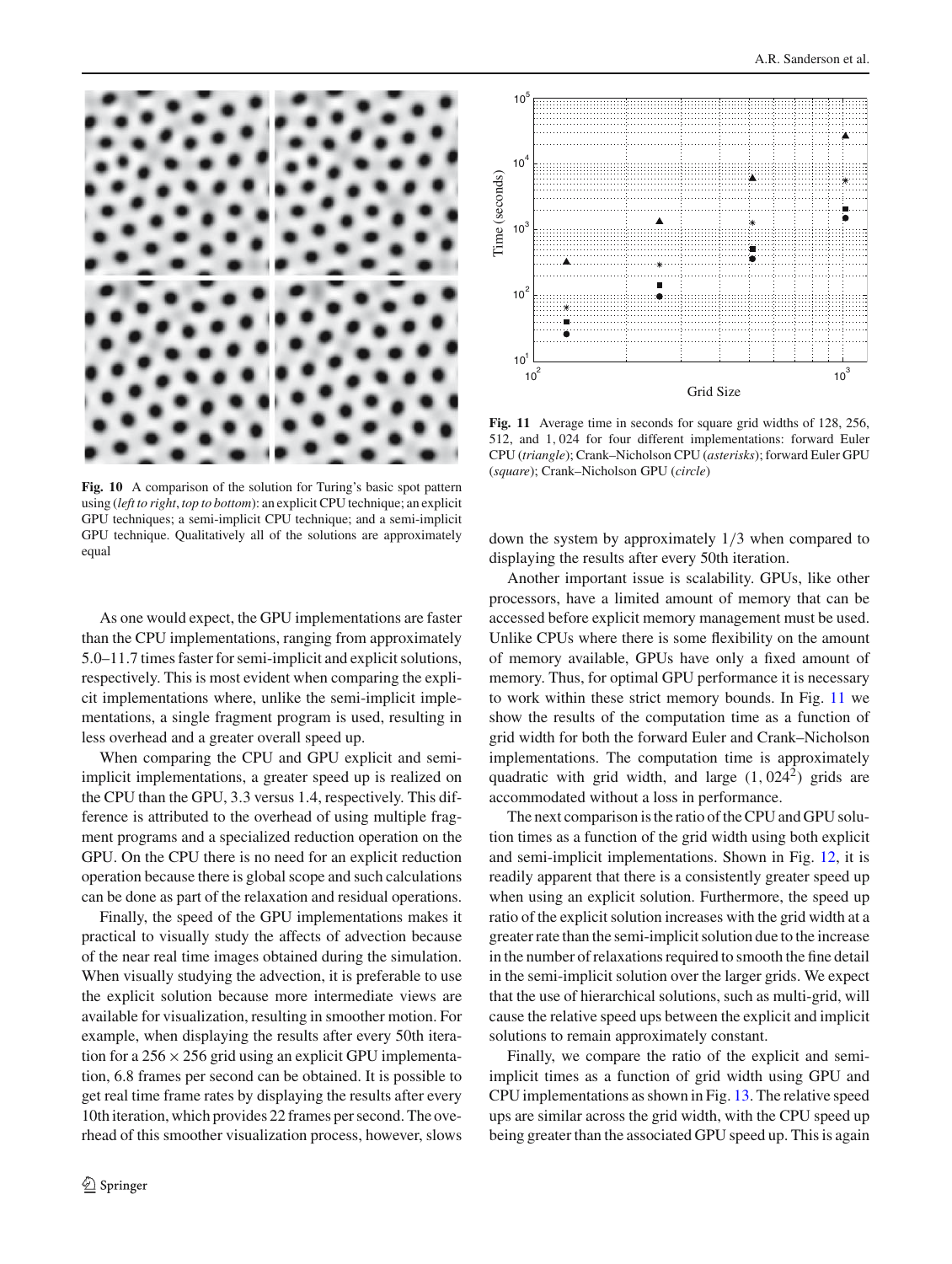Fig. 10 A comparison of the solution for Turing's basic spot pattern using (*left to right*, *top to bottom*): an explicit CPU technique; an explicit GPU techniques; a semi-implicit CPU technique; and a semi-implicit GPU technique. Qualitatively all of the solutions are approximately equal

As one would expect, the GPU implementations are faster than the CPU implementations, ranging from approximately 5.0–11.7 times faster for semi-implicit and explicit solutions, respectively. This is most evident when comparing the explicit implementations where, unlike the semi-implicit implementations, a single fragment program is used, resulting in less overhead and a greater overall speed up.

When comparing the CPU and GPU explicit and semi-implicit implementations, a greater speed up is realized on the CPU than the GPU, 3.3 versus 1.4, respectively. This difference is attributed to the overhead of using multiple fragment programs and a specialized reduction operation on the GPU. On the CPU there is no need for an explicit reduction operation because there is global scope and such calculations can be done as part of the relaxation and residual operations.

Finally, the speed of the GPU implementations makes it practical to visually study the affects of advection because of the near real time images obtained during the simulation. When visually studying the advection, it is preferable to use the explicit solution because more intermediate views are available for visualization, resulting in smoother motion. For example, when displaying the results after every 50th iteration for a $256 \times 256$ grid using an explicit GPU implementation, 6.8 frames per second can be obtained. It is possible to get real time frame rates by displaying the results after every 10th iteration, which provides 22 frames per second. The overhead of this smoother visualization process, however, slows down the system by approximately 1/3 when compared to displaying the results after every 50th iteration.

Fig. 11 Average time in seconds for square grid widths of 128, 256, 512, and 1,024 for four different implementations: forward Euler CPU (*triangle*); Crank–Nicholson CPU (*asterisks*); forward Euler GPU (*square*); Crank–Nicholson GPU (*circle*)

Another important issue is scalability. GPUs, like other processors, have a limited amount of memory that can be accessed before explicit memory management must be used. Unlike CPUs where there is some flexibility on the amount of memory available, GPUs have only a fixed amount of memory. Thus, for optimal GPU performance it is necessary to work within these strict memory bounds. In Fig. 11 we show the results of the computation time as a function of grid width for both the forward Euler and Crank–Nicholson implementations. The computation time is approximately quadratic with grid width, and large $(1,024^2)$ grids are accommodated without a loss in performance.

The next comparison is the ratio of the CPU and GPU solution times as a function of the grid width using both explicit and semi-implicit implementations. Shown in Fig. 12, it is readily apparent that there is a consistently greater speed up when using an explicit solution. Furthermore, the speed up ratio of the explicit solution increases with the grid width at a greater rate than the semi-implicit solution due to the increase in the number of relaxations required to smooth the fine detail in the semi-implicit solution over the larger grids. We expect that the use of hierarchical solutions, such as multi-grid, will cause the relative speed ups between the explicit and implicit solutions to remain approximately constant.

Finally, we compare the ratio of the explicit and semi-implicit times as a function of grid width using GPU and CPU implementations as shown in Fig. 13. The relative speed ups are similar across the grid width, with the CPU speed up being greater than the associated GPU speed up. This is again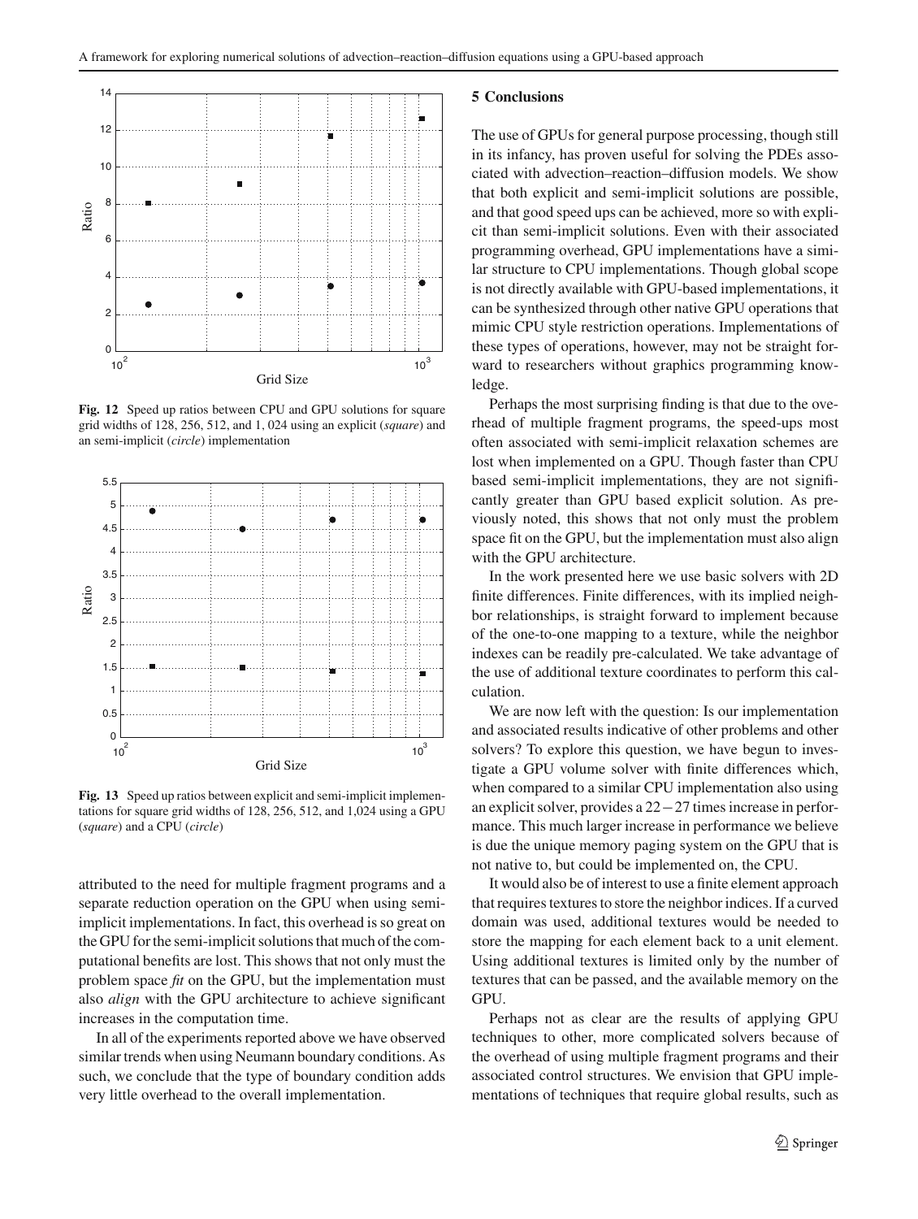**Fig. 12** Speed up ratios between CPU and GPU solutions for square grid widths of 128, 256, 512, and 1, 024 using an explicit (*square*) and an semi-implicit (*circle*) implementation

**Fig. 13** Speed up ratios between explicit and semi-implicit implementations for square grid widths of 128, 256, 512, and 1,024 using a GPU (*square*) and a CPU (*circle*)

attributed to the need for multiple fragment programs and a separate reduction operation on the GPU when using semi-implicit implementations. In fact, this overhead is so great on the GPU for the semi-implicit solutions that much of the computational benefits are lost. This shows that not only must the problem space *fit* on the GPU, but the implementation must also *align* with the GPU architecture to achieve significant increases in the computation time.

In all of the experiments reported above we have observed similar trends when using Neumann boundary conditions. As such, we conclude that the type of boundary condition adds very little overhead to the overall implementation.

## 5 Conclusions

The use of GPUs for general purpose processing, though still in its infancy, has proven useful for solving the PDEs associated with advection–reaction–diffusion models. We show that both explicit and semi-implicit solutions are possible, and that good speed ups can be achieved, more so with explicit than semi-implicit solutions. Even with their associated programming overhead, GPU implementations have a similar structure to CPU implementations. Though global scope is not directly available with GPU-based implementations, it can be synthesized through other native GPU operations that mimic CPU style restriction operations. Implementations of these types of operations, however, may not be straight forward to researchers without graphics programming knowledge.

Perhaps the most surprising finding is that due to the overhead of multiple fragment programs, the speed-ups most often associated with semi-implicit relaxation schemes are lost when implemented on a GPU. Though faster than CPU based semi-implicit implementations, they are not significantly greater than GPU based explicit solution. As previously noted, this shows that not only must the problem space fit on the GPU, but the implementation must also align with the GPU architecture.

In the work presented here we use basic solvers with 2D finite differences. Finite differences, with its implied neighbor relationships, is straight forward to implement because of the one-to-one mapping to a texture, while the neighbor indexes can be readily pre-calculated. We take advantage of the use of additional texture coordinates to perform this calculation.

We are now left with the question: Is our implementation and associated results indicative of other problems and other solvers? To explore this question, we have begun to investigate a GPU volume solver with finite differences which, when compared to a similar CPU implementation also using an explicit solver, provides a $22-27$ times increase in performance. This much larger increase in performance we believe is due the unique memory paging system on the GPU that is not native to, but could be implemented on, the CPU.

It would also be of interest to use a finite element approach that requires textures to store the neighbor indices. If a curved domain was used, additional textures would be needed to store the mapping for each element back to a unit element. Using additional textures is limited only by the number of textures that can be passed, and the available memory on the GPU.

Perhaps not as clear are the results of applying GPU techniques to other, more complicated solvers because of the overhead of using multiple fragment programs and their associated control structures. We envision that GPU implementations of techniques that require global results, such as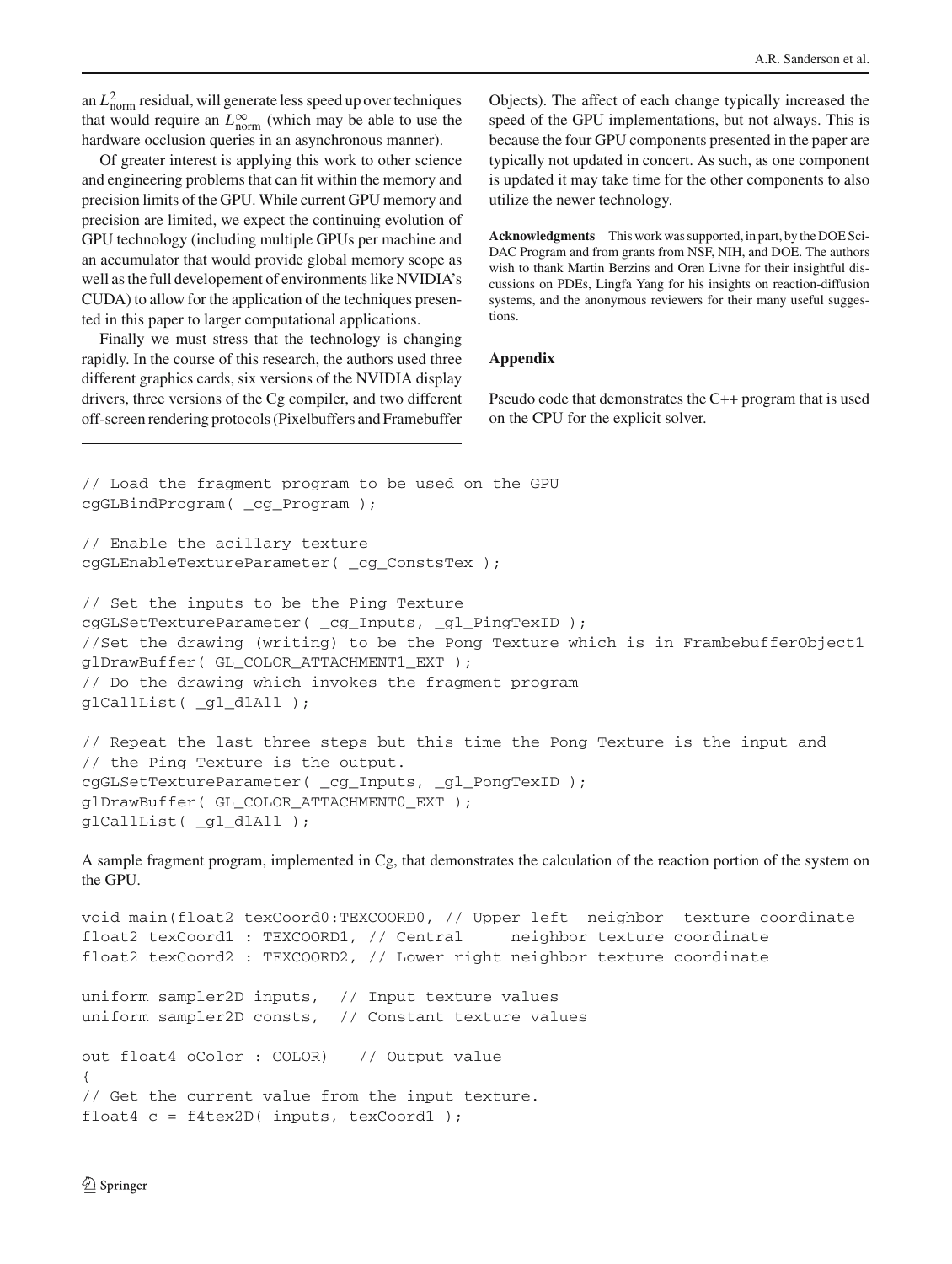an $L^2_{\text{norm}}$ residual, will generate less speed up over techniques that would require an $L^\infty_{\text{norm}}$ (which may be able to use the hardware occlusion queries in an asynchronous manner).

Of greater interest is applying this work to other science and engineering problems that can fit within the memory and precision limits of the GPU. While current GPU memory and precision are limited, we expect the continuing evolution of GPU technology (including multiple GPUs per machine and an accumulator that would provide global memory scope as well as the full developement of environments like NVIDIA's CUDA) to allow for the application of the techniques presented in this paper to larger computational applications.

Finally we must stress that the technology is changing rapidly. In the course of this research, the authors used three different graphics cards, six versions of the NVIDIA display drivers, three versions of the Cg compiler, and two different off-screen rendering protocols (Pixelbuffers and Framebuffer Objects). The affect of each change typically increased the speed of the GPU implementations, but not always. This is because the four GPU components presented in the paper are typically not updated in concert. As such, as one component is updated it may take time for the other components to also utilize the newer technology.

**Acknowledgments** This work was supported, in part, by the DOE SciDAC Program and from grants from NSF, NIH, and DOE. The authors wish to thank Martin Berzins and Oren Livne for their insightful discussions on PDEs, Lingfa Yang for his insights on reaction-diffusion systems, and the anonymous reviewers for their many useful suggestions.

## Appendix

Pseudo code that demonstrates the C++ program that is used on the CPU for the explicit solver.

```
// Load the fragment program to be used on the GPU
cgGLBindProgram( _cg_Program );

// Enable the acillary texture
cgGLEnableTextureParameter( _cg_ConstsTex );

// Set the inputs to be the Ping Texture
cgGLSetTextureParameter( _cg_Inputs, _gl_PingTexID );
//Set the drawing (writing) to be the Pong Texture which is in FramebufferObject1
glDrawBuffer( GL_COLOR_ATTACHMENT1_EXT );
// Do the drawing which invokes the fragment program
glCallList( _gl_dlAll );

// Repeat the last three steps but this time the Pong Texture is the input and
// the Ping Texture is the output.
cgGLSetTextureParameter( _cg_Inputs, _gl_PongTexID );
glDrawBuffer( GL_COLOR_ATTACHMENT0_EXT );
glCallList( _gl_dlAll );
```

A sample fragment program, implemented in Cg, that demonstrates the calculation of the reaction portion of the system on the GPU.

```
void main(float2 texCoord0:TEXCOORD0, // Upper left  neighbor  texture coordinate
float2 texCoord1 : TEXCOORD1, // Central     neighbor texture coordinate
float2 texCoord2 : TEXCOORD2, // Lower right neighbor texture coordinate

uniform sampler2D inputs,  // Input texture values
uniform sampler2D consts,  // Constant texture values

out float4 oColor : COLOR)   // Output value
{
// Get the current value from the input texture.
float4 c = f4tex2D( inputs, texCoord1 );
```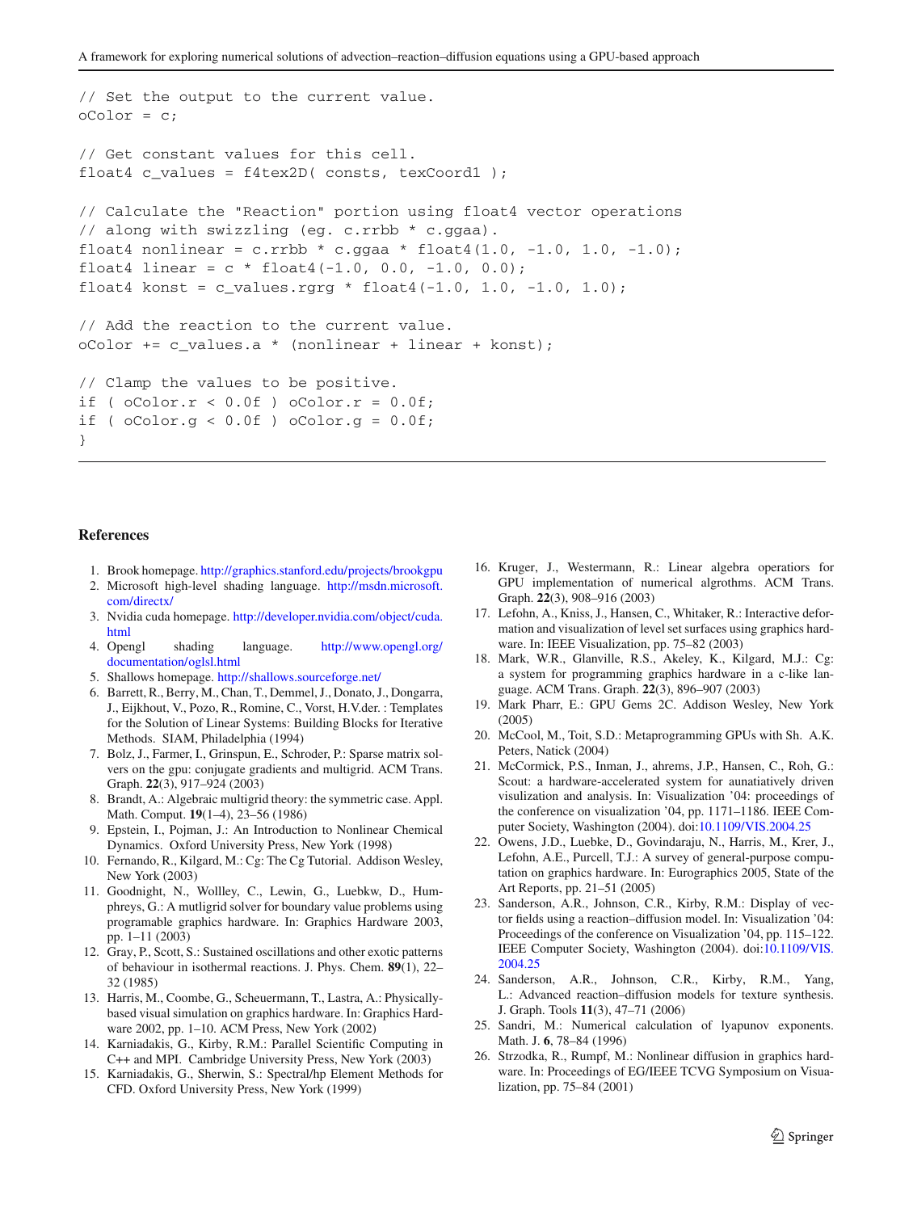```
// Set the output to the current value.
oColor = c;

// Get constant values for this cell.
float4 c_values = f4tex2D( consts, texCoord1 );

// Calculate the "Reaction" portion using float4 vector operations
// along with swizzling (eg. c.rrbb * c.ggaa).
float4 nonlinear = c.rrbb * c.ggaa * float4(1.0, -1.0, 1.0, -1.0);
float4 linear = c * float4(-1.0, 0.0, -1.0, 0.0);
float4 konst = c_values.rgrg * float4(-1.0, 1.0, -1.0, 1.0);

// Add the reaction to the current value.
oColor += c_values.a * (nonlinear + linear + konst);

// Clamp the values to be positive.
if ( oColor.r < 0.0f ) oColor.r = 0.0f;
if ( oColor.g < 0.0f ) oColor.g = 0.0f;
}
```

## References

1. Brook homepage. http://graphics.stanford.edu/projects/brookgpu
2. Microsoft high-level shading language. http://msdn.microsoft.com/directx/
3. Nvidia cuda homepage. http://developer.nvidia.com/object/cuda.html
4. Opengl shading language. http://www.opengl.org/documentation/oglsl.html
5. Shallows homepage. http://shallows.sourceforge.net/
6. Barrett, R., Berry, M., Chan, T., Demmel, J., Donato, J., Dongarra, J., Eijkhout, V., Pozo, R., Romine, C., Vorst, H.V.der.: Templates for the Solution of Linear Systems: Building Blocks for Iterative Methods. SIAM, Philadelphia (1994)
7. Bolz, J., Farmer, I., Grinspun, E., Schroder, P.: Sparse matrix solvers on the gpu: conjugate gradients and multigrid. ACM Trans. Graph. **22**(3), 917–924 (2003)
8. Brandt, A.: Algebraic multigrid theory: the symmetric case. Appl. Math. Comput. **19**(1–4), 23–56 (1986)
9. Epstein, I., Pojman, J.: An Introduction to Nonlinear Chemical Dynamics. Oxford University Press, New York (1998)
10. Fernando, R., Kilgard, M.: Cg: The Cg Tutorial. Addison Wesley, New York (2003)
11. Goodnight, N., Wollley, C., Lewin, G., Luebkw, D., Humphreys, G.: A mutligrid solver for boundary value problems using programable graphics hardware. In: Graphics Hardware 2003, pp. 1–11 (2003)
12. Gray, P., Scott, S.: Sustained oscillations and other exotic patterns of behaviour in isothermal reactions. J. Phys. Chem. **89**(1), 22–32 (1985)
13. Harris, M., Coombe, G., Scheuermann, T., Lastra, A.: Physically-based visual simulation on graphics hardware. In: Graphics Hardware 2002, pp. 1–10. ACM Press, New York (2002)
14. Karniadakis, G., Kirby, R.M.: Parallel Scientific Computing in C++ and MPI. Cambridge University Press, New York (2003)
15. Karniadakis, G., Sherwin, S.: Spectral/hp Element Methods for CFD. Oxford University Press, New York (1999)
16. Kruger, J., Westermann, R.: Linear algebra operators for GPU implementation of numerical algrothms. ACM Trans. Graph. **22**(3), 908–916 (2003)
17. Lefohn, A., Kniss, J., Hansen, C., Whitaker, R.: Interactive deformation and visualization of level set surfaces using graphics hardware. In: IEEE Visualization, pp. 75–82 (2003)
18. Mark, W.R., Glanville, R.S., Akeley, K., Kilgard, M.J.: Cg: a system for programming graphics hardware in a c-like language. ACM Trans. Graph. **22**(3), 896–907 (2003)
19. Mark Pharr, E.: GPU Gems 2C. Addison Wesley, New York (2005)
20. McCool, M., Toit, S.D.: Metaprogramming GPUs with Sh. A.K. Peters, Natick (2004)
21. McCormick, P.S., Inman, J., ahrems, J.P., Hansen, C., Roh, G.: Scout: a hardware-accelerated system for aunatiatively driven visiulization and analysis. In: Visualization '04, pp. 1171–1186. IEEE Computer Society, Washington (2004). doi:10.1109/VIS.2004.25
22. Owens, J.D., Luebke, D., Govindaraju, N., Harris, M., Krer, J., Lefohn, A.E., Purcell, T.J.: A survey of general-purpose computation on graphics hardware. In: Eurographics 2005, State of the Art Reports, pp. 21–51 (2005)
23. Sanderson, A.R., Johnson, C.R., Kirby, R.M.: Display of vector fields using a reaction–diffusion model. In: Visualization '04: Proceedings of the conference on Visualization '04, pp. 115–122. IEEE Computer Society, Washington (2004). doi:10.1109/VIS.2004.25
24. Sanderson, A.R., Johnson, C.R., Kirby, R.M., Yang, L.: Advanced reaction–diffusion models for texture synthesis. J. Graph. Tools **11**(3), 47–71 (2006)
25. Sandri, M.: Numerical calculation of lyapunov exponents. Math. J. **6**, 78–84 (1996)
26. Strzodka, R., Rumpf, M.: Nonlinear diffusion in graphics hardware. In: Proceedings of EG/IEEE TCVG Symposium on Visualization, pp. 75–84 (2001)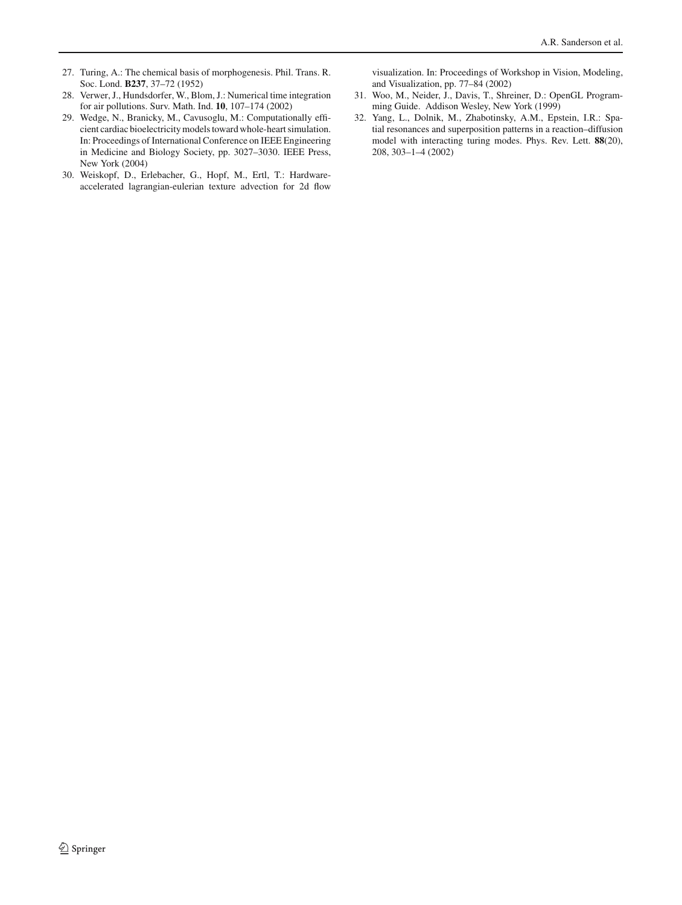27. Turing, A.: The chemical basis of morphogenesis. Phil. Trans. R. Soc. Lond. **B237**, 37–72 (1952)
28. Verwer, J., Hundsdorfer, W., Blom, J.: Numerical time integration for air pollutions. Surv. Math. Ind. **10**, 107–174 (2002)
29. Wedge, N., Branicky, M., Cavusoglu, M.: Computationally efficient cardiac bioelectricity models toward whole-heart simulation. In: Proceedings of International Conference on IEEE Engineering in Medicine and Biology Society, pp. 3027–3030. IEEE Press, New York (2004)
30. Weiskopf, D., Erlebacher, G., Hopf, M., Ertl, T.: Hardware-accelerated lagrangian-eulerian texture advection for 2d flow visualization. In: Proceedings of Workshop in Vision, Modeling, and Visualization, pp. 77–84 (2002)
31. Woo, M., Neider, J., Davis, T., Shreiner, D.: OpenGL Programming Guide. Addison Wesley, New York (1999)
32. Yang, L., Dolnik, M., Zhabotinsky, A.M., Epstein, I.R.: Spatial resonances and superposition patterns in a reaction–diffusion model with interacting turing modes. Phys. Rev. Lett. **88**(20), 208, 303–1–4 (2002)